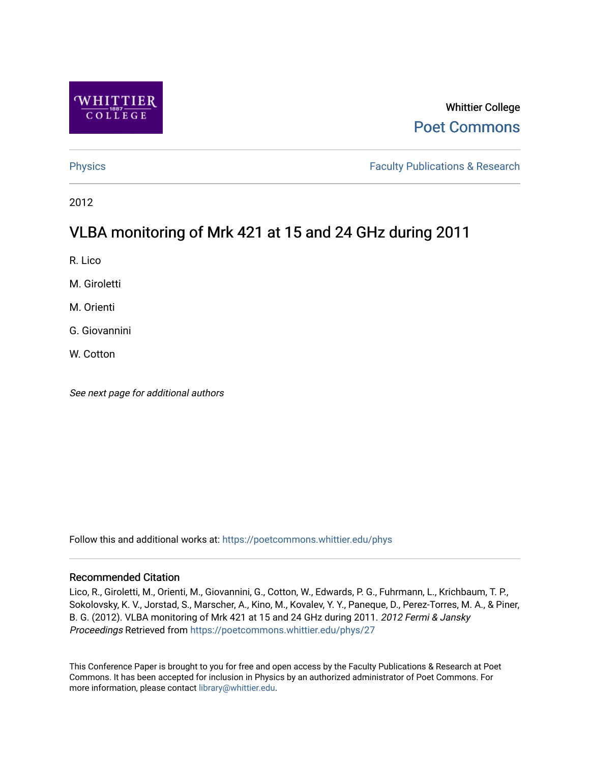Whittier College

Poet Commons

Physics

Faculty Publications & Research

2012

# VLBA monitoring of Mrk 421 at 15 and 24 GHz during 2011

R. Lico

M. Giroletti

M. Orienti

G. Giovannini

W. Cotton

*See next page for additional authors*

Follow this and additional works at: https://poetcommons.whittier.edu/phys

## Recommended Citation

Lico, R., Giroletti, M., Orienti, M., Giovannini, G., Cotton, W., Edwards, P. G., Fuhrmann, L., Krichbaum, T. P., Sokolovsky, K. V., Jorstad, S., Marscher, A., Kino, M., Kovalev, Y. Y., Paneque, D., Perez-Torres, M. A., & Piner, B. G. (2012). VLBA monitoring of Mrk 421 at 15 and 24 GHz during 2011. *2012 Fermi & Jansky Proceedings* Retrieved from https://poetcommons.whittier.edu/phys/27

This Conference Paper is brought to you for free and open access by the Faculty Publications & Research at Poet Commons. It has been accepted for inclusion in Physics by an authorized administrator of Poet Commons. For more information, please contact library@whittier.edu.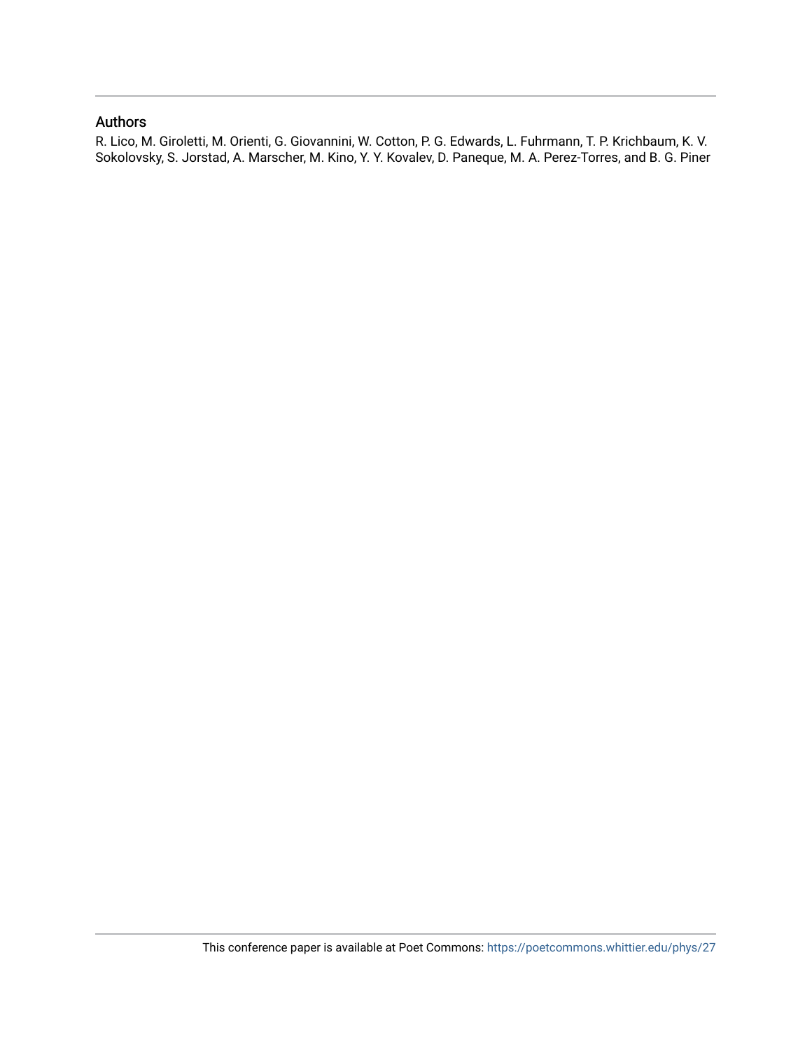## Authors

R. Lico, M. Giroletti, M. Orienti, G. Giovannini, W. Cotton, P. G. Edwards, L. Fuhrmann, T. P. Krichbaum, K. V. Sokolovsky, S. Jorstad, A. Marscher, M. Kino, Y. Y. Kovalev, D. Paneque, M. A. Perez-Torres, and B. G. Piner

This conference paper is available at Poet Commons: https://poetcommons.whittier.edu/phys/27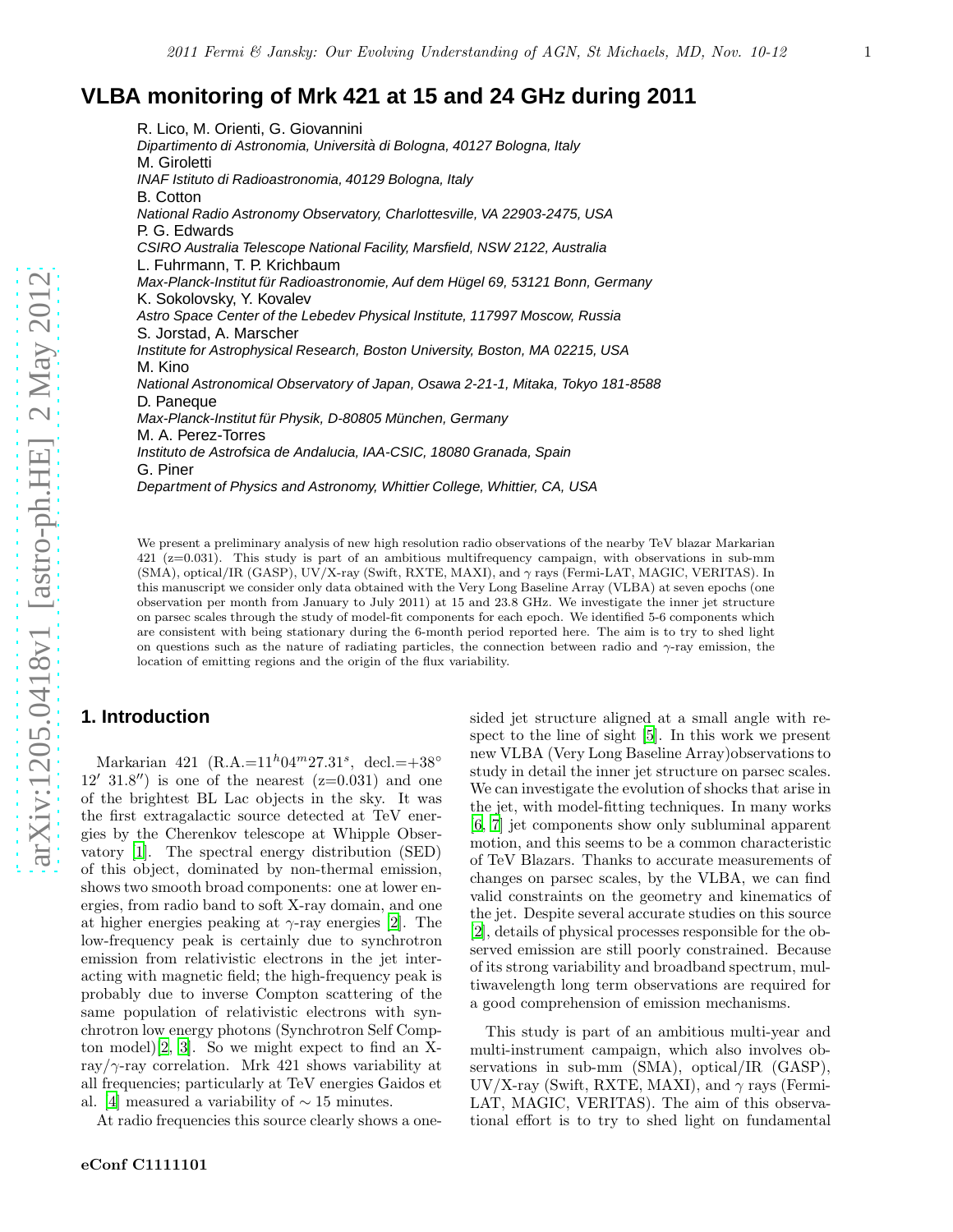# VLBA monitoring of Mrk 421 at 15 and 24 GHz during 2011

R. Lico, M. Orienti, G. Giovannini
*Dipartimento di Astronomia, Università di Bologna, 40127 Bologna, Italy*
M. Giroletti
*INAF Istituto di Radioastronomia, 40129 Bologna, Italy*
B. Cotton
*National Radio Astronomy Observatory, Charlottesville, VA 22903-2475, USA*
P. G. Edwards
*CSIRO Australia Telescope National Facility, Marsfield, NSW 2122, Australia*
L. Fuhrmann, T. P. Krichbaum
*Max-Planck-Institut für Radioastronomie, Auf dem Hügel 69, 53121 Bonn, Germany*
K. Sokolovsky, Y. Kovalev
*Astro Space Center of the Lebedev Physical Institute, 117997 Moscow, Russia*
S. Jorstad, A. Marscher
*Institute for Astrophysical Research, Boston University, Boston, MA 02215, USA*
M. Kino
*National Astronomical Observatory of Japan, Osawa 2-21-1, Mitaka, Tokyo 181-8588*
D. Paneque
*Max-Planck-Institut für Physik, D-80805 München, Germany*
M. A. Perez-Torres
*Instituto de Astrofsica de Andalucia, IAA-CSIC, 18080 Granada, Spain*
G. Piner
*Department of Physics and Astronomy, Whittier College, Whittier, CA, USA*

We present a preliminary analysis of new high resolution radio observations of the nearby TeV blazar Markarian 421 (z=0.031). This study is part of an ambitious multifrequency campaign, with observations in sub-mm (SMA), optical/IR (GASP), UV/X-ray (Swift, RXTE, MAXI), and $\gamma$ rays (Fermi-LAT, MAGIC, VERITAS). In this manuscript we consider only data obtained with the Very Long Baseline Array (VLBA) at seven epochs (one observation per month from January to July 2011) at 15 and 23.8 GHz. We investigate the inner jet structure on parsec scales through the study of model-fit components for each epoch. We identified 5-6 components which are consistent with being stationary during the 6-month period reported here. The aim is to try to shed light on questions such as the nature of radiating particles, the connection between radio and $\gamma$-ray emission, the location of emitting regions and the origin of the flux variability.

## 1. Introduction

Markarian 421 (R.A.=$11^h04^m27.31^s$, decl.=$+38^\circ$ $12'$ $31.8''$) is one of the nearest (z=0.031) and one of the brightest BL Lac objects in the sky. It was the first extragalactic source detected at TeV energies by the Cherenkov telescope at Whipple Observatory [1]. The spectral energy distribution (SED) of this object, dominated by non-thermal emission, shows two smooth broad components: one at lower energies, from radio band to soft X-ray domain, and one at higher energies peaking at $\gamma$-ray energies [2]. The low-frequency peak is certainly due to synchrotron emission from relativistic electrons in the jet interacting with magnetic field; the high-frequency peak is probably due to inverse Compton scattering of the same population of relativistic electrons with synchrotron low energy photons (Synchrotron Self Compton model)[2, 3]. So we might expect to find an X-ray/$\gamma$-ray correlation. Mrk 421 shows variability at all frequencies; particularly at TeV energies Gaidos et al. [4] measured a variability of $\sim 15$ minutes.

At radio frequencies this source clearly shows a one-sided jet structure aligned at a small angle with respect to the line of sight [5]. In this work we present new VLBA (Very Long Baseline Array)observations to study in detail the inner jet structure on parsec scales. We can investigate the evolution of shocks that arise in the jet, with model-fitting techniques. In many works [6, 7] jet components show only subluminal apparent motion, and this seems to be a common characteristic of TeV Blazars. Thanks to accurate measurements of changes on parsec scales, by the VLBA, we can find valid constraints on the geometry and kinematics of the jet. Despite several accurate studies on this source [2], details of physical processes responsible for the observed emission are still poorly constrained. Because of its strong variability and broadband spectrum, multiwavelength long term observations are required for a good comprehension of emission mechanisms.

This study is part of an ambitious multi-year and multi-instrument campaign, which also involves observations in sub-mm (SMA), optical/IR (GASP), UV/X-ray (Swift, RXTE, MAXI), and $\gamma$ rays (Fermi-LAT, MAGIC, VERITAS). The aim of this observational effort is to try to shed light on fundamental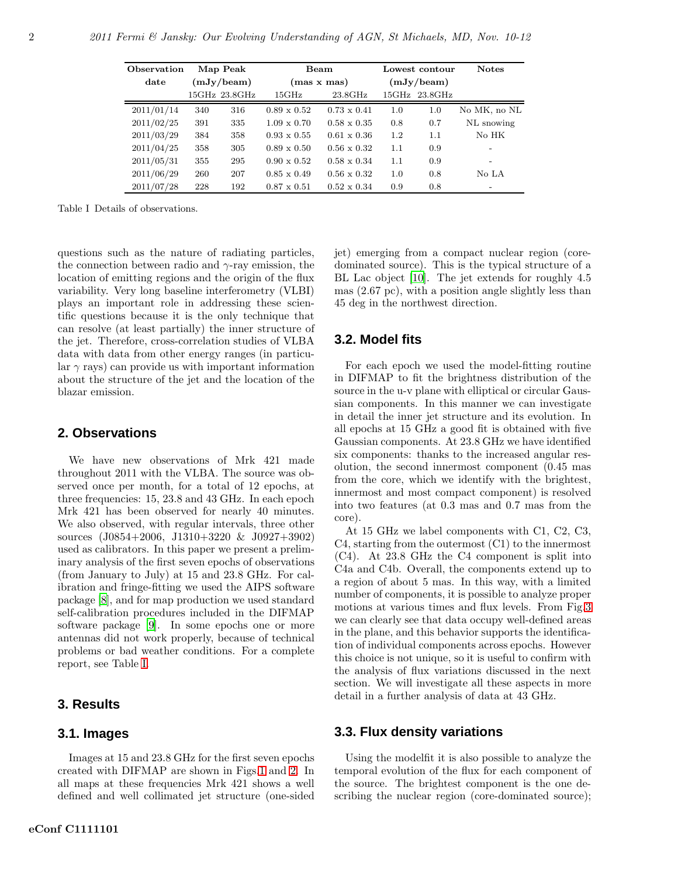| Observation date | Map Peak (mJy/beam) | | Beam (mas x mas) | | Lowest contour (mJy/beam) | | Notes |
|---|---|---|---|---|---|---|---|
| | 15GHz | 23.8GHz | 15GHz | 23.8GHz | 15GHz | 23.8GHz | |
| 2011/01/14 | 340 | 316 | 0.89 x 0.52 | 0.73 x 0.41 | 1.0 | 1.0 | No MK, no NL |
| 2011/02/25 | 391 | 335 | 1.09 x 0.70 | 0.58 x 0.35 | 0.8 | 0.7 | NL snowing |
| 2011/03/29 | 384 | 358 | 0.93 x 0.55 | 0.61 x 0.36 | 1.2 | 1.1 | No HK |
| 2011/04/25 | 358 | 305 | 0.89 x 0.50 | 0.56 x 0.32 | 1.1 | 0.9 | - |
| 2011/05/31 | 355 | 295 | 0.90 x 0.52 | 0.58 x 0.34 | 1.1 | 0.9 | - |
| 2011/06/29 | 260 | 207 | 0.85 x 0.49 | 0.56 x 0.32 | 1.0 | 0.8 | No LA |
| 2011/07/28 | 228 | 192 | 0.87 x 0.51 | 0.52 x 0.34 | 0.9 | 0.8 | - |

Table I Details of observations.

questions such as the nature of radiating particles, the connection between radio and $\gamma$-ray emission, the location of emitting regions and the origin of the flux variability. Very long baseline interferometry (VLBI) plays an important role in addressing these scientific questions because it is the only technique that can resolve (at least partially) the inner structure of the jet. Therefore, cross-correlation studies of VLBA data with data from other energy ranges (in particular $\gamma$ rays) can provide us with important information about the structure of the jet and the location of the blazar emission.

## 2. Observations

We have new observations of Mrk 421 made throughout 2011 with the VLBA. The source was observed once per month, for a total of 12 epochs, at three frequencies: 15, 23.8 and 43 GHz. In each epoch Mrk 421 has been observed for nearly 40 minutes. We also observed, with regular intervals, three other sources (J0854+2006, J1310+3220 & J0927+3902) used as calibrators. In this paper we present a preliminary analysis of the first seven epochs of observations (from January to July) at 15 and 23.8 GHz. For calibration and fringe-fitting we used the AIPS software package [8], and for map production we used standard self-calibration procedures included in the DIFMAP software package [9]. In some epochs one or more antennas did not work properly, because of technical problems or bad weather conditions. For a complete report, see Table I.

## 3. Results

### 3.1. Images

Images at 15 and 23.8 GHz for the first seven epochs created with DIFMAP are shown in Figs 1 and 2. In all maps at these frequencies Mrk 421 shows a well defined and well collimated jet structure (one-sided jet) emerging from a compact nuclear region (core-dominated source). This is the typical structure of a BL Lac object [10]. The jet extends for roughly 4.5 mas (2.67 pc), with a position angle slightly less than 45 deg in the northwest direction.

### 3.2. Model fits

For each epoch we used the model-fitting routine in DIFMAP to fit the brightness distribution of the source in the u-v plane with elliptical or circular Gaussian components. In this manner we can investigate in detail the inner jet structure and its evolution. In all epochs at 15 GHz a good fit is obtained with five Gaussian components. At 23.8 GHz we have identified six components: thanks to the increased angular resolution, the second innermost component (0.45 mas from the core, which we identify with the brightest, innermost and most compact component) is resolved into two features (at 0.3 mas and 0.7 mas from the core).

At 15 GHz we label components with C1, C2, C3, C4, starting from the outermost (C1) to the innermost (C4). At 23.8 GHz the C4 component is split into C4a and C4b. Overall, the components extend up to a region of about 5 mas. In this way, with a limited number of components, it is possible to analyze proper motions at various times and flux levels. From Fig.3 we can clearly see that data occupy well-defined areas in the plane, and this behavior supports the identification of individual components across epochs. However this choice is not unique, so it is useful to confirm with the analysis of flux variations discussed in the next section. We will investigate all these aspects in more detail in a further analysis of data at 43 GHz.

### 3.3. Flux density variations

Using the modelfit it is also possible to analyze the temporal evolution of the flux for each component of the source. The brightest component is the one describing the nuclear region (core-dominated source);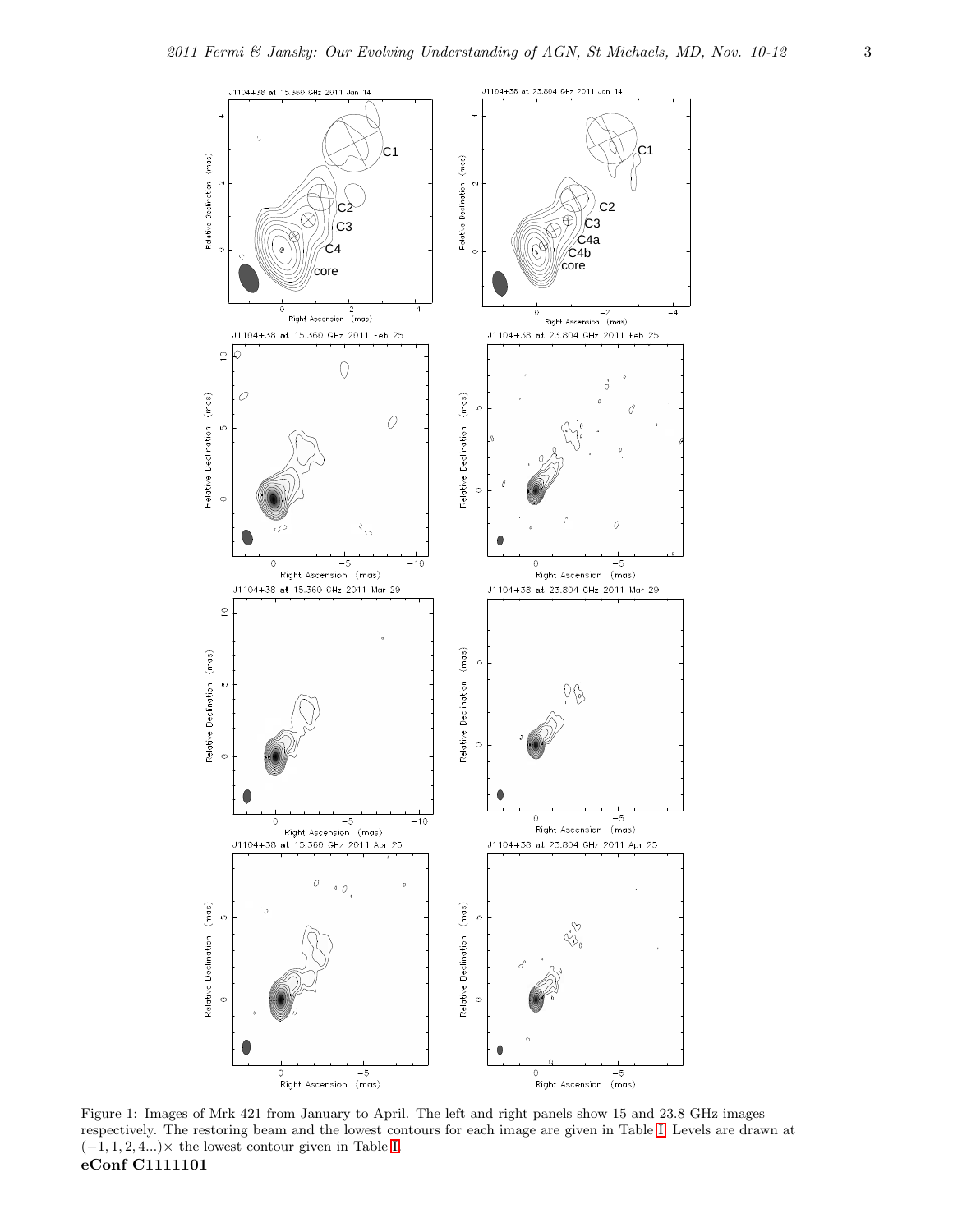Figure 1: Images of Mrk 421 from January to April. The left and right panels show 15 and 23.8 GHz images respectively. The restoring beam and the lowest contours for each image are given in Table I. Levels are drawn at $(-1, 1, 2, 4...)\times$ the lowest contour given in Table I.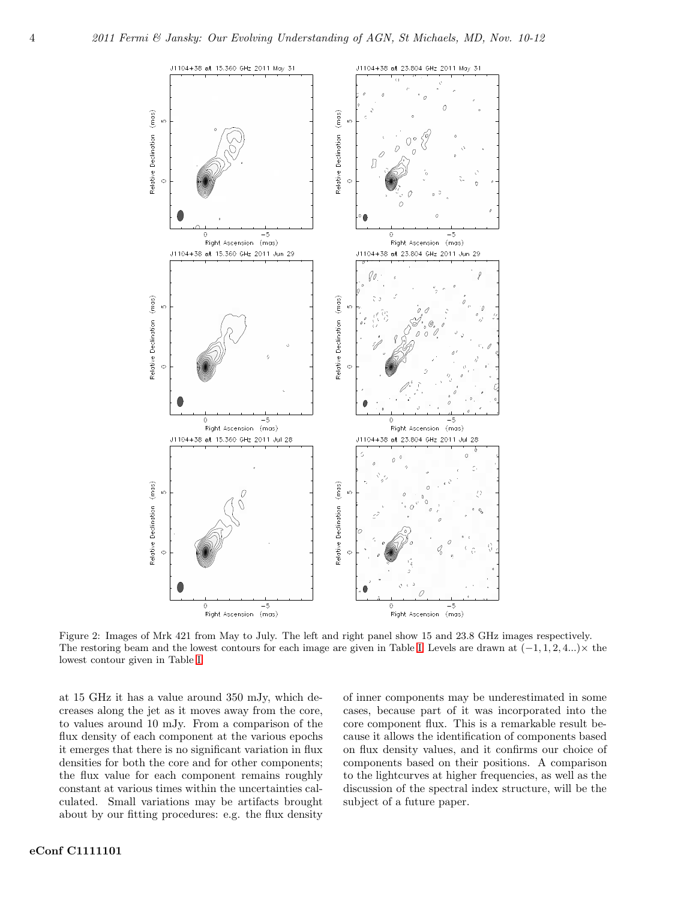Figure 2: Images of Mrk 421 from May to July. The left and right panel show 15 and 23.8 GHz images respectively. The restoring beam and the lowest contours for each image are given in Table I. Levels are drawn at $(-1, 1, 2, 4...)\times$ the lowest contour given in Table I.

at 15 GHz it has a value around 350 mJy, which decreases along the jet as it moves away from the core, to values around 10 mJy. From a comparison of the flux density of each component at the various epochs it emerges that there is no significant variation in flux densities for both the core and for other components; the flux value for each component remains roughly constant at various times within the uncertainties calculated. Small variations may be artifacts brought about by our fitting procedures: e.g. the flux density of inner components may be underestimated in some cases, because part of it was incorporated into the core component flux. This is a remarkable result because it allows the identification of components based on flux density values, and it confirms our choice of components based on their positions. A comparison to the lightcurves at higher frequencies, as well as the discussion of the spectral index structure, will be the subject of a future paper.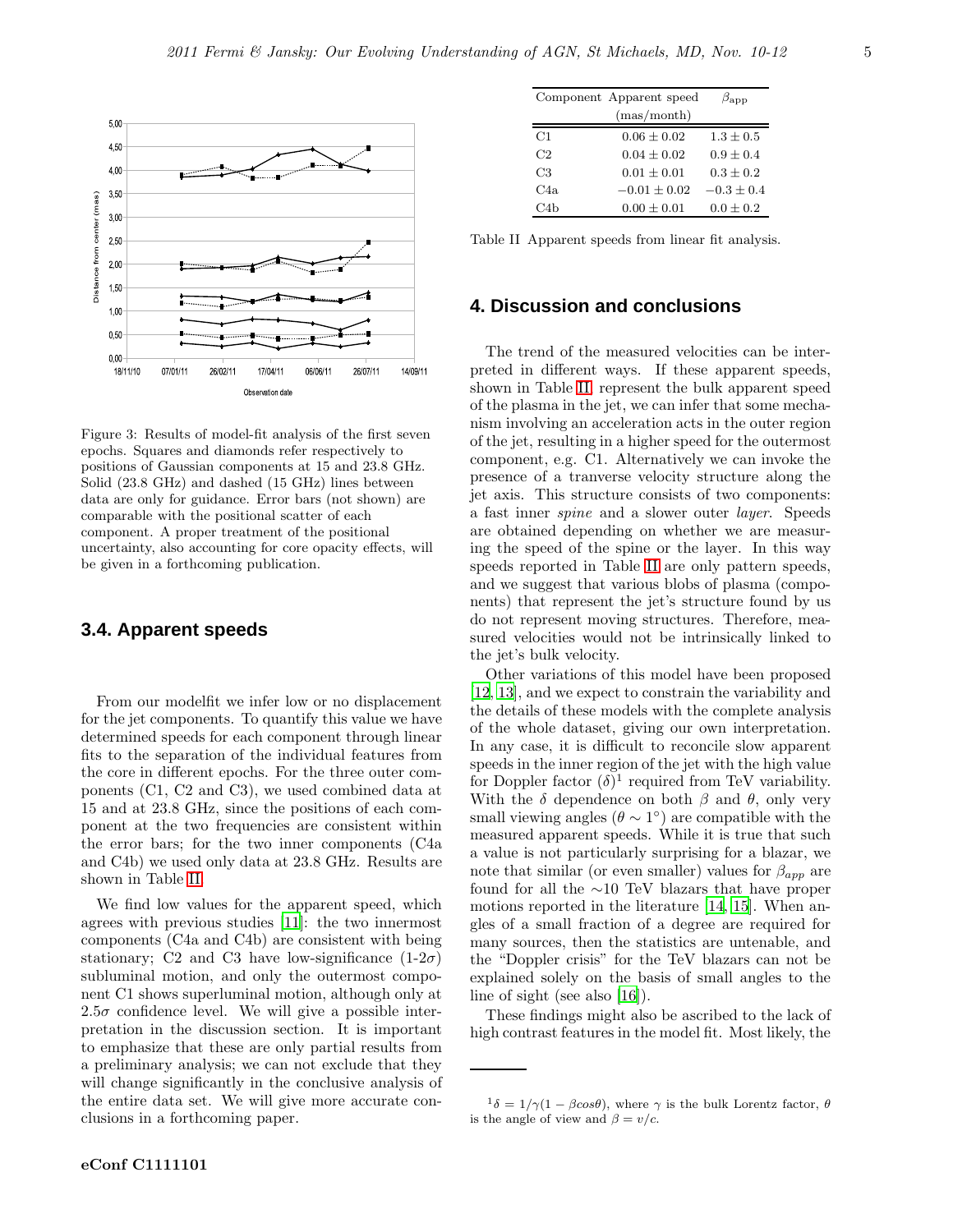Figure 3: Results of model-fit analysis of the first seven epochs. Squares and diamonds refer respectively to positions of Gaussian components at 15 and 23.8 GHz. Solid (23.8 GHz) and dashed (15 GHz) lines between data are only for guidance. Error bars (not shown) are comparable with the positional scatter of each component. A proper treatment of the positional uncertainty, also accounting for core opacity effects, will be given in a forthcoming publication.

### 3.4. Apparent speeds

From our modelfit we infer low or no displacement for the jet components. To quantify this value we have determined speeds for each component through linear fits to the separation of the individual features from the core in different epochs. For the three outer components (C1, C2 and C3), we used combined data at 15 and at 23.8 GHz, since the positions of each component at the two frequencies are consistent within the error bars; for the two inner components (C4a and C4b) we used only data at 23.8 GHz. Results are shown in Table II.

We find low values for the apparent speed, which agrees with previous studies [11]: the two innermost components (C4a and C4b) are consistent with being stationary; C2 and C3 have low-significance (1-2$\sigma$) subluminal motion, and only the outermost component C1 shows superluminal motion, although only at $2.5\sigma$ confidence level. We will give a possible interpretation in the discussion section. It is important to emphasize that these are only partial results from a preliminary analysis; we can not exclude that they will change significantly in the conclusive analysis of the entire data set. We will give more accurate conclusions in a forthcoming paper.

| Component | Apparent speed (mas/month) | $\beta_{\rm app}$ |
|---|---|---|
| C1 | $0.06 \pm 0.02$ | $1.3 \pm 0.5$ |
| C2 | $0.04 \pm 0.02$ | $0.9 \pm 0.4$ |
| C3 | $0.01 \pm 0.01$ | $0.3 \pm 0.2$ |
| C4a | $-0.01 \pm 0.02$ | $-0.3 \pm 0.4$ |
| C4b | $0.00 \pm 0.01$ | $0.0 \pm 0.2$ |

Table II Apparent speeds from linear fit analysis.

## 4. Discussion and conclusions

The trend of the measured velocities can be interpreted in different ways. If these apparent speeds, shown in Table II, represent the bulk apparent speed of the plasma in the jet, we can infer that some mechanism involving an acceleration acts in the outer region of the jet, resulting in a higher speed for the outermost component, e.g. C1. Alternatively we can invoke the presence of a tranverse velocity structure along the jet axis. This structure consists of two components: a fast inner *spine* and a slower outer *layer*. Speeds are obtained depending on whether we are measuring the speed of the spine or the layer. In this way speeds reported in Table II are only pattern speeds, and we suggest that various blobs of plasma (components) that represent the jet's structure found by us do not represent moving structures. Therefore, measured velocities would not be intrinsically linked to the jet's bulk velocity.

Other variations of this model have been proposed [12, 13], and we expect to constrain the variability and the details of these models with the complete analysis of the whole dataset, giving our own interpretation. In any case, it is difficult to reconcile slow apparent speeds in the inner region of the jet with the high value for Doppler factor ($\delta$)[1] required from TeV variability. With the $\delta$ dependence on both $\beta$ and $\theta$, only very small viewing angles ($\theta \sim 1^\circ$) are compatible with the measured apparent speeds. While it is true that such a value is not particularly surprising for a blazar, we note that similar (or even smaller) values for $\beta_{app}$ are found for all the ~10 TeV blazars that have proper motions reported in the literature [14, 15]. When angles of a small fraction of a degree are required for many sources, then the statistics are untenable, and the "Doppler crisis" for the TeV blazars can not be explained solely on the basis of small angles to the line of sight (see also [16]).

These findings might also be ascribed to the lack of high contrast features in the model fit. Most likely, the

[1] $\delta = 1/\gamma(1 - \beta cos\theta)$, where $\gamma$ is the bulk Lorentz factor, $\theta$ is the angle of view and $\beta = v/c$.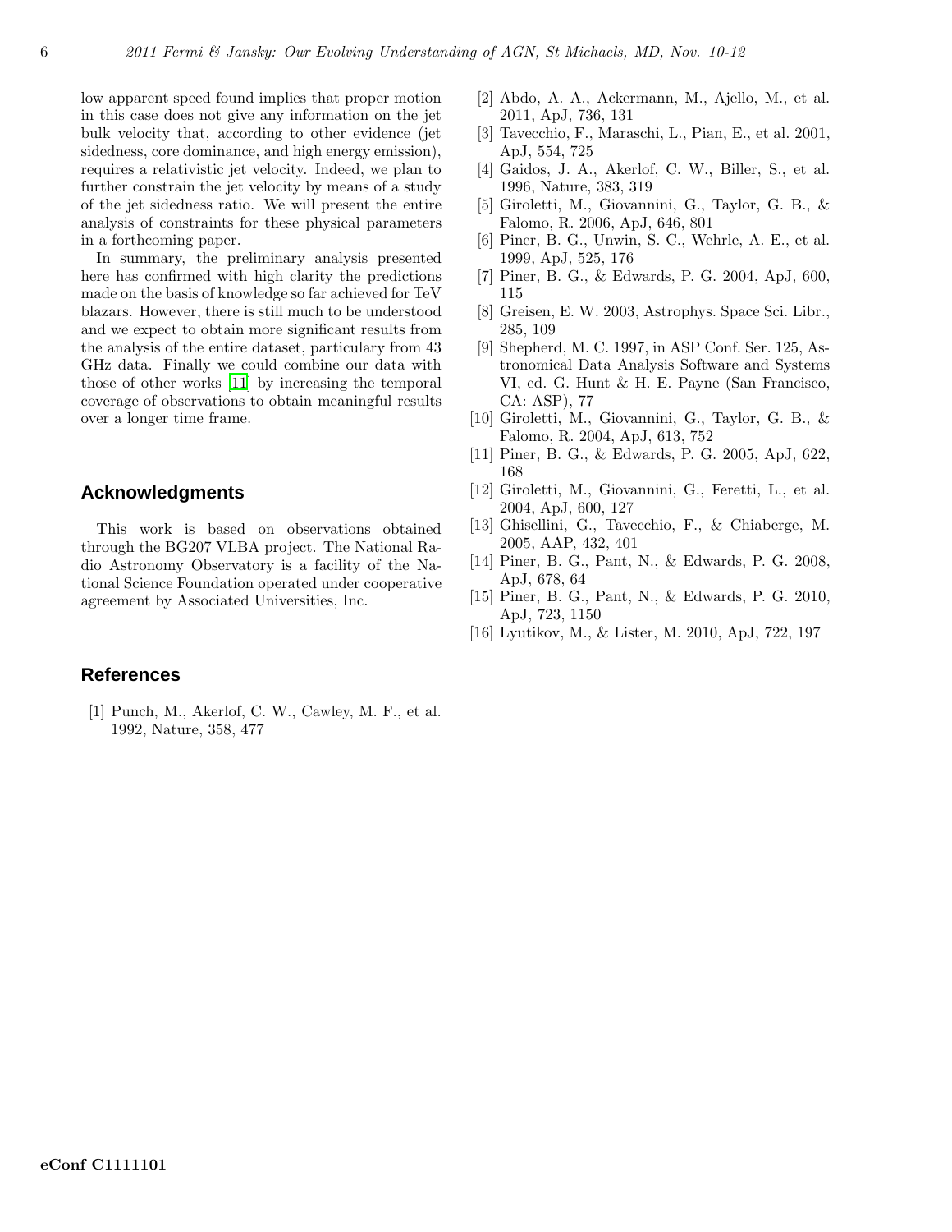low apparent speed found implies that proper motion in this case does not give any information on the jet bulk velocity that, according to other evidence (jet sidedness, core dominance, and high energy emission), requires a relativistic jet velocity. Indeed, we plan to further constrain the jet velocity by means of a study of the jet sidedness ratio. We will present the entire analysis of constraints for these physical parameters in a forthcoming paper.

In summary, the preliminary analysis presented here has confirmed with high clarity the predictions made on the basis of knowledge so far achieved for TeV blazars. However, there is still much to be understood and we expect to obtain more significant results from the analysis of the entire dataset, particulary from 43 GHz data. Finally we could combine our data with those of other works [11] by increasing the temporal coverage of observations to obtain meaningful results over a longer time frame.

## Acknowledgments

This work is based on observations obtained through the BG207 VLBA project. The National Radio Astronomy Observatory is a facility of the National Science Foundation operated under cooperative agreement by Associated Universities, Inc.

## References

[1] Punch, M., Akerlof, C. W., Cawley, M. F., et al. 1992, Nature, 358, 477

[2] Abdo, A. A., Ackermann, M., Ajello, M., et al. 2011, ApJ, 736, 131

[3] Tavecchio, F., Maraschi, L., Pian, E., et al. 2001, ApJ, 554, 725

[4] Gaidos, J. A., Akerlof, C. W., Biller, S., et al. 1996, Nature, 383, 319

[5] Giroletti, M., Giovannini, G., Taylor, G. B., & Falomo, R. 2006, ApJ, 646, 801

[6] Piner, B. G., Unwin, S. C., Wehrle, A. E., et al. 1999, ApJ, 525, 176

[7] Piner, B. G., & Edwards, P. G. 2004, ApJ, 600, 115

[8] Greisen, E. W. 2003, Astrophys. Space Sci. Libr., 285, 109

[9] Shepherd, M. C. 1997, in ASP Conf. Ser. 125, Astronomical Data Analysis Software and Systems VI, ed. G. Hunt & H. E. Payne (San Francisco, CA: ASP), 77

[10] Giroletti, M., Giovannini, G., Taylor, G. B., & Falomo, R. 2004, ApJ, 613, 752

[11] Piner, B. G., & Edwards, P. G. 2005, ApJ, 622, 168

[12] Giroletti, M., Giovannini, G., Feretti, L., et al. 2004, ApJ, 600, 127

[13] Ghisellini, G., Tavecchio, F., & Chiaberge, M. 2005, AAP, 432, 401

[14] Piner, B. G., Pant, N., & Edwards, P. G. 2008, ApJ, 678, 64

[15] Piner, B. G., Pant, N., & Edwards, P. G. 2010, ApJ, 723, 1150

[16] Lyutikov, M., & Lister, M. 2010, ApJ, 722, 197